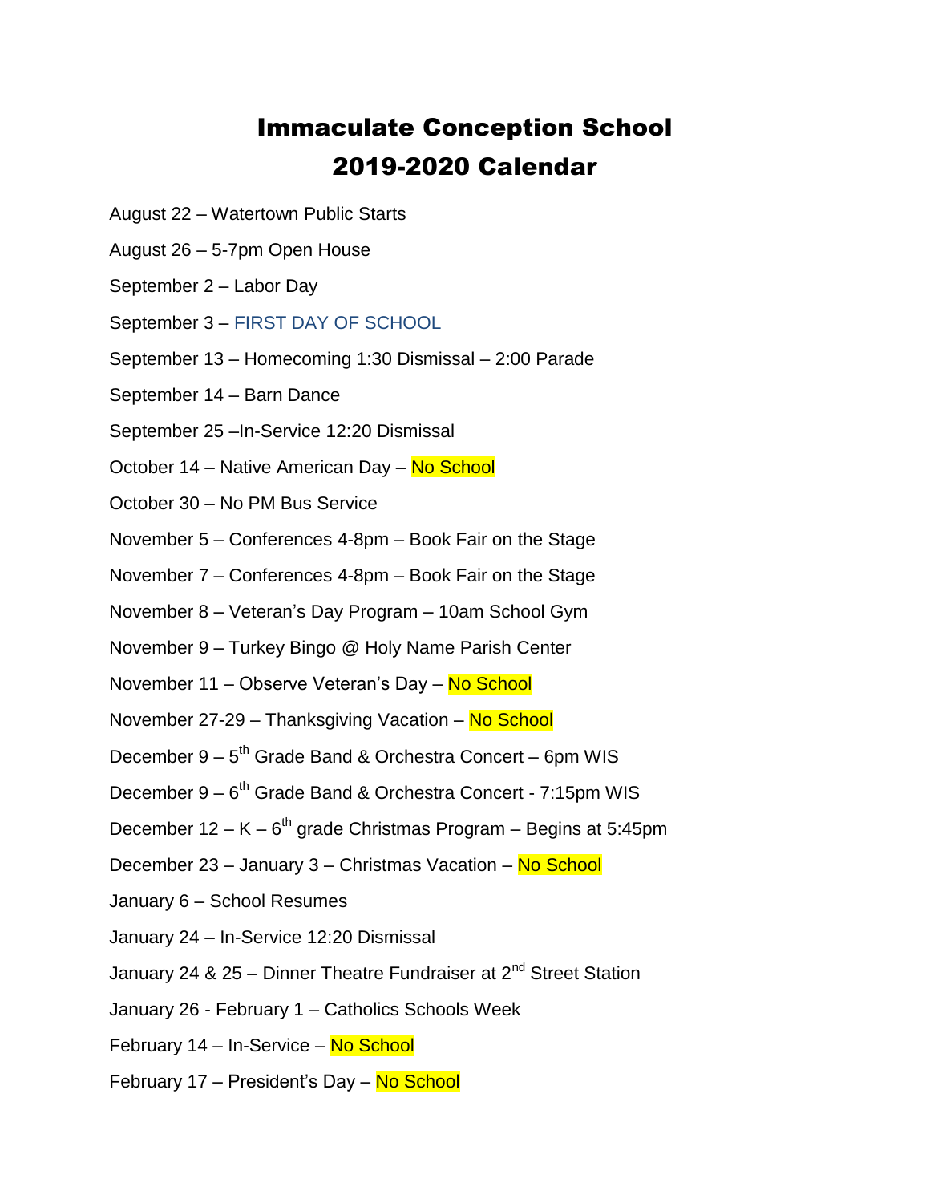# Immaculate Conception School
# 2019-2020 Calendar

August 22 – Watertown Public Starts

August 26 – 5-7pm Open House

September 2 – Labor Day

September 3 – FIRST DAY OF SCHOOL

September 13 – Homecoming 1:30 Dismissal – 2:00 Parade

September 14 – Barn Dance

September 25 –In-Service 12:20 Dismissal

October 14 – Native American Day – No School

October 30 – No PM Bus Service

November 5 – Conferences 4-8pm – Book Fair on the Stage

November 7 – Conferences 4-8pm – Book Fair on the Stage

November 8 – Veteran's Day Program – 10am School Gym

November 9 – Turkey Bingo @ Holy Name Parish Center

November 11 – Observe Veteran's Day – No School

November 27-29 – Thanksgiving Vacation – No School

December 9 – 5th Grade Band & Orchestra Concert – 6pm WIS

December 9 – 6th Grade Band & Orchestra Concert - 7:15pm WIS

December 12 – K – 6th grade Christmas Program – Begins at 5:45pm

December 23 – January 3 – Christmas Vacation – No School

January 6 – School Resumes

January 24 – In-Service 12:20 Dismissal

January 24 & 25 – Dinner Theatre Fundraiser at 2nd Street Station

January 26 - February 1 – Catholics Schools Week

February 14 – In-Service – No School

February 17 – President's Day – No School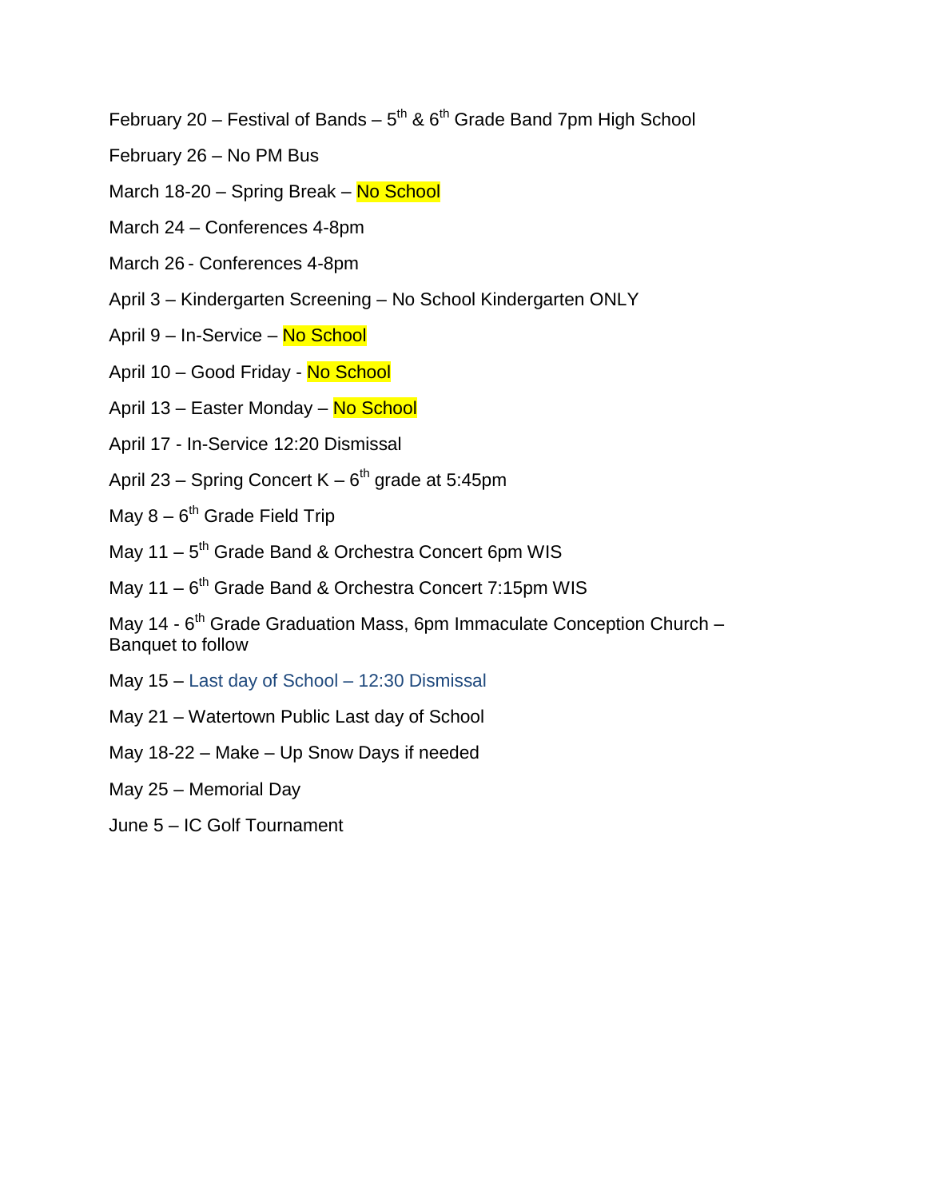February 20 – Festival of Bands – 5th & 6th Grade Band 7pm High School

February 26 – No PM Bus

March 18-20 – Spring Break – No School

March 24 – Conferences 4-8pm

March 26 - Conferences 4-8pm

April 3 – Kindergarten Screening – No School Kindergarten ONLY

April 9 – In-Service – No School

April 10 – Good Friday - No School

April 13 – Easter Monday – No School

April 17 - In-Service 12:20 Dismissal

April 23 – Spring Concert K – 6th grade at 5:45pm

May 8 – 6th Grade Field Trip

May 11 – 5th Grade Band & Orchestra Concert 6pm WIS

May 11 – 6th Grade Band & Orchestra Concert 7:15pm WIS

May 14 - 6th Grade Graduation Mass, 6pm Immaculate Conception Church – Banquet to follow

May 15 – Last day of School – 12:30 Dismissal

May 21 – Watertown Public Last day of School

May 18-22 – Make – Up Snow Days if needed

May 25 – Memorial Day

June 5 – IC Golf Tournament